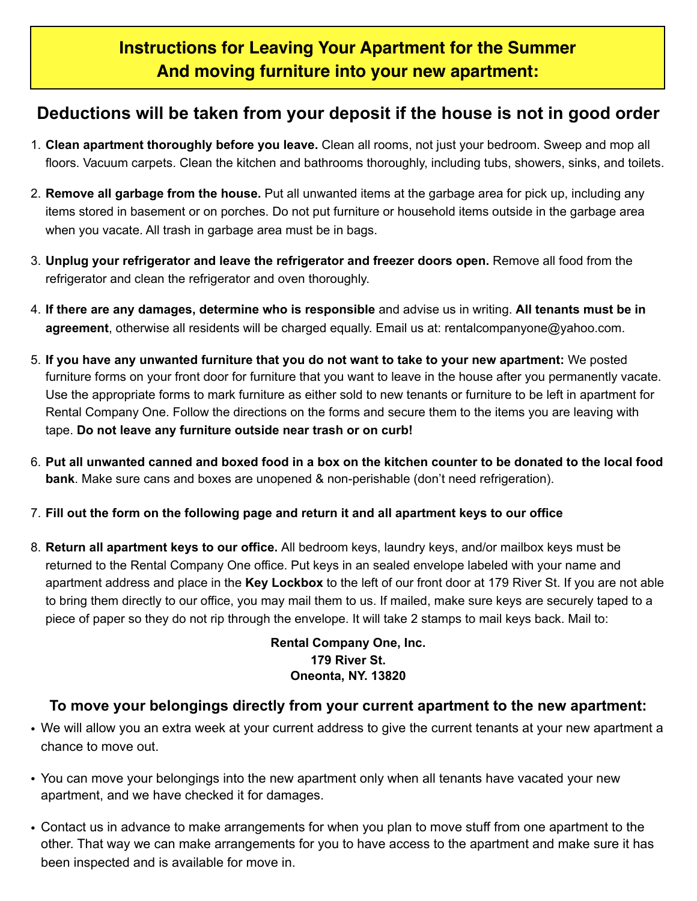# Instructions for Leaving Your Apartment for the Summer And moving furniture into your new apartment:

## Deductions will be taken from your deposit if the house is not in good order

1. **Clean apartment thoroughly before you leave.** Clean all rooms, not just your bedroom. Sweep and mop all floors. Vacuum carpets. Clean the kitchen and bathrooms thoroughly, including tubs, showers, sinks, and toilets.

2. **Remove all garbage from the house.** Put all unwanted items at the garbage area for pick up, including any items stored in basement or on porches. Do not put furniture or household items outside in the garbage area when you vacate. All trash in garbage area must be in bags.

3. **Unplug your refrigerator and leave the refrigerator and freezer doors open.** Remove all food from the refrigerator and clean the refrigerator and oven thoroughly.

4. **If there are any damages, determine who is responsible** and advise us in writing. **All tenants must be in agreement**, otherwise all residents will be charged equally. Email us at: rentalcompanyone@yahoo.com.

5. **If you have any unwanted furniture that you do not want to take to your new apartment:** We posted furniture forms on your front door for furniture that you want to leave in the house after you permanently vacate. Use the appropriate forms to mark furniture as either sold to new tenants or furniture to be left in apartment for Rental Company One. Follow the directions on the forms and secure them to the items you are leaving with tape. **Do not leave any furniture outside near trash or on curb!**

6. **Put all unwanted canned and boxed food in a box on the kitchen counter to be donated to the local food bank**. Make sure cans and boxes are unopened & non-perishable (don't need refrigeration).

7. **Fill out the form on the following page and return it and all apartment keys to our office**

8. **Return all apartment keys to our office.** All bedroom keys, laundry keys, and/or mailbox keys must be returned to the Rental Company One office. Put keys in an sealed envelope labeled with your name and apartment address and place in the **Key Lockbox** to the left of our front door at 179 River St. If you are not able to bring them directly to our office, you may mail them to us. If mailed, make sure keys are securely taped to a piece of paper so they do not rip through the envelope. It will take 2 stamps to mail keys back. Mail to:

**Rental Company One, Inc.**
**179 River St.**
**Oneonta, NY. 13820**

## To move your belongings directly from your current apartment to the new apartment:

- We will allow you an extra week at your current address to give the current tenants at your new apartment a chance to move out.
- You can move your belongings into the new apartment only when all tenants have vacated your new apartment, and we have checked it for damages.
- Contact us in advance to make arrangements for when you plan to move stuff from one apartment to the other. That way we can make arrangements for you to have access to the apartment and make sure it has been inspected and is available for move in.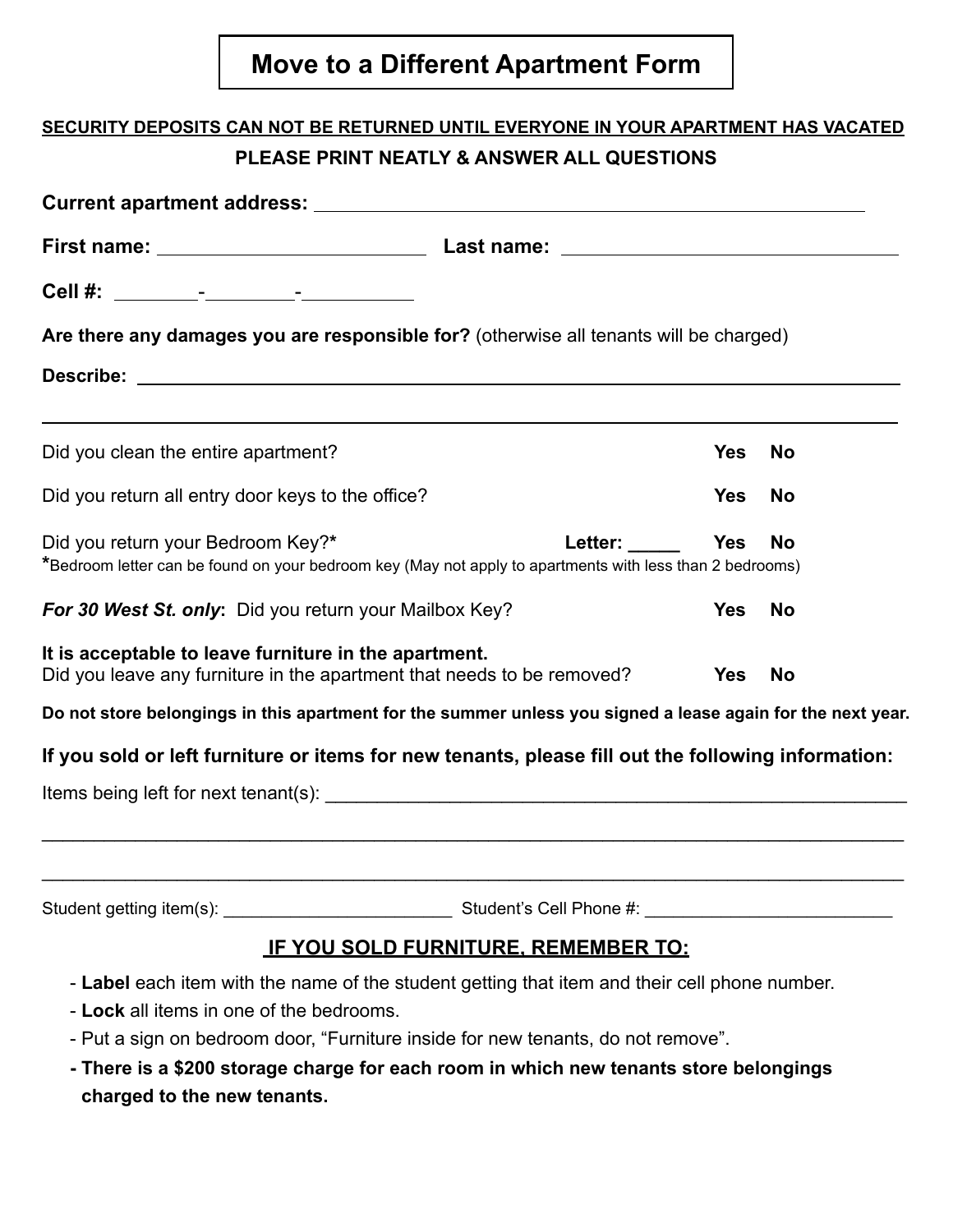# Move to a Different Apartment Form

<u>**SECURITY DEPOSITS CAN NOT BE RETURNED UNTIL EVERYONE IN YOUR APARTMENT HAS VACATED**</u>

**PLEASE PRINT NEATLY & ANSWER ALL QUESTIONS**

**Current apartment address:** ______________________________________________________

**First name:** ________________________ **Last name:** ______________________________

**Cell #:** ________-________-__________

**Are there any damages you are responsible for?** (otherwise all tenants will be charged)

**Describe:** ___________________________________________________________________

_____________________________________________________________________________

Did you clean the entire apartment? **Yes** **No**

Did you return all entry door keys to the office? **Yes** **No**

Did you return your Bedroom Key?* **Letter: _____** **Yes** **No**

***Bedroom letter can be found on your bedroom key (May not apply to apartments with less than 2 bedrooms)

***For 30 West St. only*****:** Did you return your Mailbox Key? **Yes** **No**

**It is acceptable to leave furniture in the apartment.**
Did you leave any furniture in the apartment that needs to be removed? **Yes** **No**

**Do not store belongings in this apartment for the summer unless you signed a lease again for the next year.**

**If you sold or left furniture or items for new tenants, please fill out the following information:**

Items being left for next tenant(s): __________________________________________________

_____________________________________________________________________________

_____________________________________________________________________________

Student getting item(s): _______________________ Student's Cell Phone #: ________________________

## <u>IF YOU SOLD FURNITURE, REMEMBER TO:</u>

- **Label** each item with the name of the student getting that item and their cell phone number.
- **Lock** all items in one of the bedrooms.
- Put a sign on bedroom door, "Furniture inside for new tenants, do not remove".
- **There is a $200 storage charge for each room in which new tenants store belongings charged to the new tenants.**